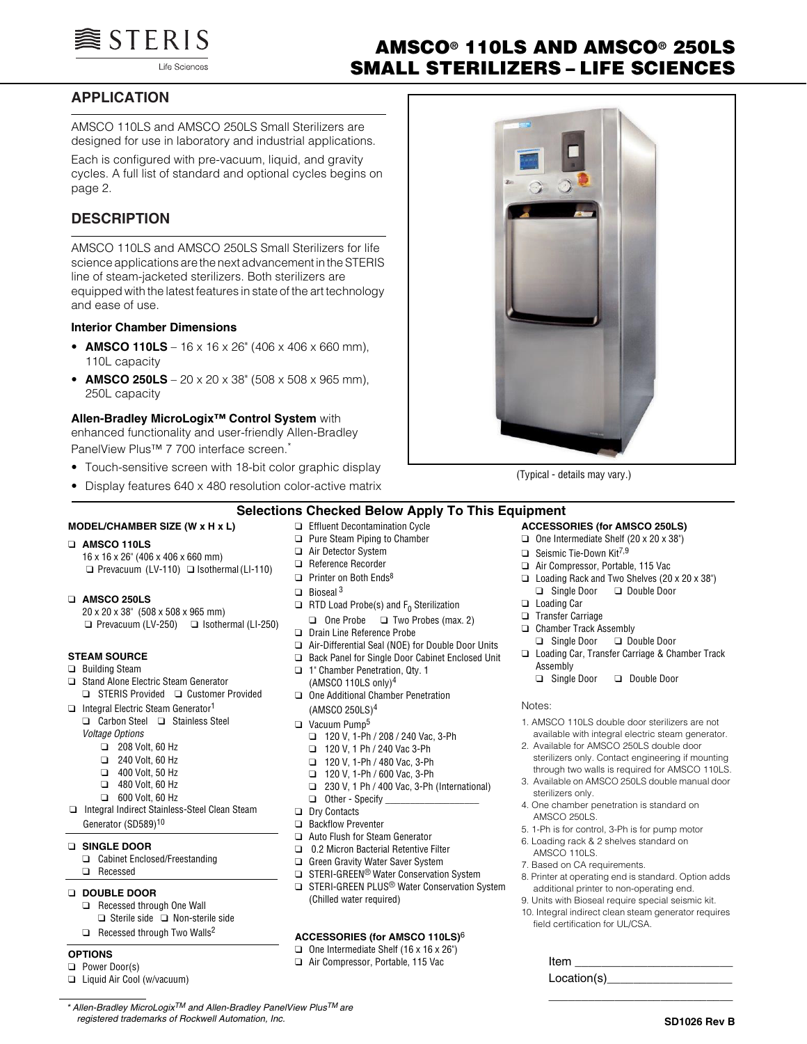# AMSCO® 110LS AND AMSCO® 250LS SMALL STERILIZERS – LIFE SCIENCES

## APPLICATION

AMSCO 110LS and AMSCO 250LS Small Sterilizers are designed for use in laboratory and industrial applications.

Each is configured with pre-vacuum, liquid, and gravity cycles. A full list of standard and optional cycles begins on page 2.

## DESCRIPTION

AMSCO 110LS and AMSCO 250LS Small Sterilizers for life science applications are the next advancement in the STERIS line of steam-jacketed sterilizers. Both sterilizers are equipped with the latest features in state of the art technology and ease of use.

### Interior Chamber Dimensions

- **AMSCO 110LS** – 16 x 16 x 26" (406 x 406 x 660 mm), 110L capacity
- **AMSCO 250LS** – 20 x 20 x 38" (508 x 508 x 965 mm), 250L capacity

**Allen-Bradley MicroLogix™ Control System** with enhanced functionality and user-friendly Allen-Bradley PanelView Plus™ 7 700 interface screen.*

- Touch-sensitive screen with 18-bit color graphic display
- Display features 640 x 480 resolution color-active matrix

(Typical - details may vary.)

## Selections Checked Below Apply To This Equipment

### MODEL/CHAMBER SIZE (W x H x L)

- ❑ **AMSCO 110LS**
  16 x 16 x 26" (406 x 406 x 660 mm)
  - ❑ Prevacuum (LV-110)
  - ❑ Isothermal (LI-110)
- ❑ **AMSCO 250LS**
  20 x 20 x 38" (508 x 508 x 965 mm)
  - ❑ Prevacuum (LV-250)
  - ❑ Isothermal (LI-250)

### STEAM SOURCE

- ❑ Building Steam
- ❑ Stand Alone Electric Steam Generator
  - ❑ STERIS Provided
  - ❑ Customer Provided
- ❑ Integral Electric Steam Generator[1]
  - ❑ Carbon Steel
  - ❑ Stainless Steel
  
  *Voltage Options*
  - ❑ 208 Volt, 60 Hz
  - ❑ 240 Volt, 60 Hz
  - ❑ 400 Volt, 50 Hz
  - ❑ 480 Volt, 60 Hz
  - ❑ 600 Volt, 60 Hz
- ❑ Integral Indirect Stainless-Steel Clean Steam Generator (SD589)[10]

### ❑ SINGLE DOOR

- ❑ Cabinet Enclosed/Freestanding
- ❑ Recessed

### ❑ DOUBLE DOOR

- ❑ Recessed through One Wall
  - ❑ Sterile side
  - ❑ Non-sterile side
- ❑ Recessed through Two Walls[2]

### OPTIONS

- ❑ Power Door(s)
- ❑ Liquid Air Cool (w/vacuum)
- ❑ Effluent Decontamination Cycle
- ❑ Pure Steam Piping to Chamber
- ❑ Air Detector System
- ❑ Reference Recorder
- ❑ Printer on Both Ends[8]
- ❑ Bioseal[3]
- ❑ RTD Load Probe(s) and $F_0$ Sterilization
  - ❑ One Probe
  - ❑ Two Probes (max. 2)
- ❑ Drain Line Reference Probe
- ❑ Air-Differential Seal (NOE) for Double Door Units
- ❑ Back Panel for Single Door Cabinet Enclosed Unit
- ❑ 1" Chamber Penetration, Qty. 1 (AMSCO 110LS only)[4]
- ❑ One Additional Chamber Penetration (AMSCO 250LS)[4]
- ❑ Vacuum Pump[5]
  - ❑ 120 V, 1-Ph / 208 / 240 Vac, 3-Ph
  - ❑ 120 V, 1 Ph / 240 Vac 3-Ph
  - ❑ 120 V, 1-Ph / 480 Vac, 3-Ph
  - ❑ 120 V, 1-Ph / 600 Vac, 3-Ph
  - ❑ 230 V, 1 Ph / 400 Vac, 3-Ph (International)
  - ❑ Other - Specify ______________
- ❑ Dry Contacts
- ❑ Backflow Preventer
- ❑ Auto Flush for Steam Generator
- ❑ 0.2 Micron Bacterial Retentive Filter
- ❑ Green Gravity Water Saver System
- ❑ STERI-GREEN® Water Conservation System
- ❑ STERI-GREEN PLUS® Water Conservation System (Chilled water required)

### ACCESSORIES (for AMSCO 110LS)[6]

- ❑ One Intermediate Shelf (16 x 16 x 26")
- ❑ Air Compressor, Portable, 115 Vac

### ACCESSORIES (for AMSCO 250LS)

- ❑ One Intermediate Shelf (20 x 20 x 38")
- ❑ Seismic Tie-Down Kit[7,9]
- ❑ Air Compressor, Portable, 115 Vac
- ❑ Loading Rack and Two Shelves (20 x 20 x 38")
  - ❑ Single Door
  - ❑ Double Door
- ❑ Loading Car
- ❑ Transfer Carriage
- ❑ Chamber Track Assembly
  - ❑ Single Door
  - ❑ Double Door
- ❑ Loading Car, Transfer Carriage & Chamber Track Assembly
  - ❑ Single Door
  - ❑ Double Door

Notes:

1. AMSCO 110LS double door sterilizers are not available with integral electric steam generator.
2. Available for AMSCO 250LS double door sterilizers only. Contact engineering if mounting through two walls is required for AMSCO 110LS.
3. Available on AMSCO 250LS double manual door sterilizers only.
4. One chamber penetration is standard on AMSCO 250LS.
5. 1-Ph is for control, 3-Ph is for pump motor
6. Loading rack & 2 shelves standard on AMSCO 110LS.
7. Based on CA requirements.
8. Printer at operating end is standard. Option adds additional printer to non-operating end.
9. Units with Bioseal require special seismic kit.
10. Integral indirect clean steam generator requires field certification for UL/CSA.

Item ______________________

Location(s)__________________

____________________________

\* *Allen-Bradley MicroLogix™ and Allen-Bradley PanelView Plus™ are registered trademarks of Rockwell Automation, Inc.*

SD1026 Rev B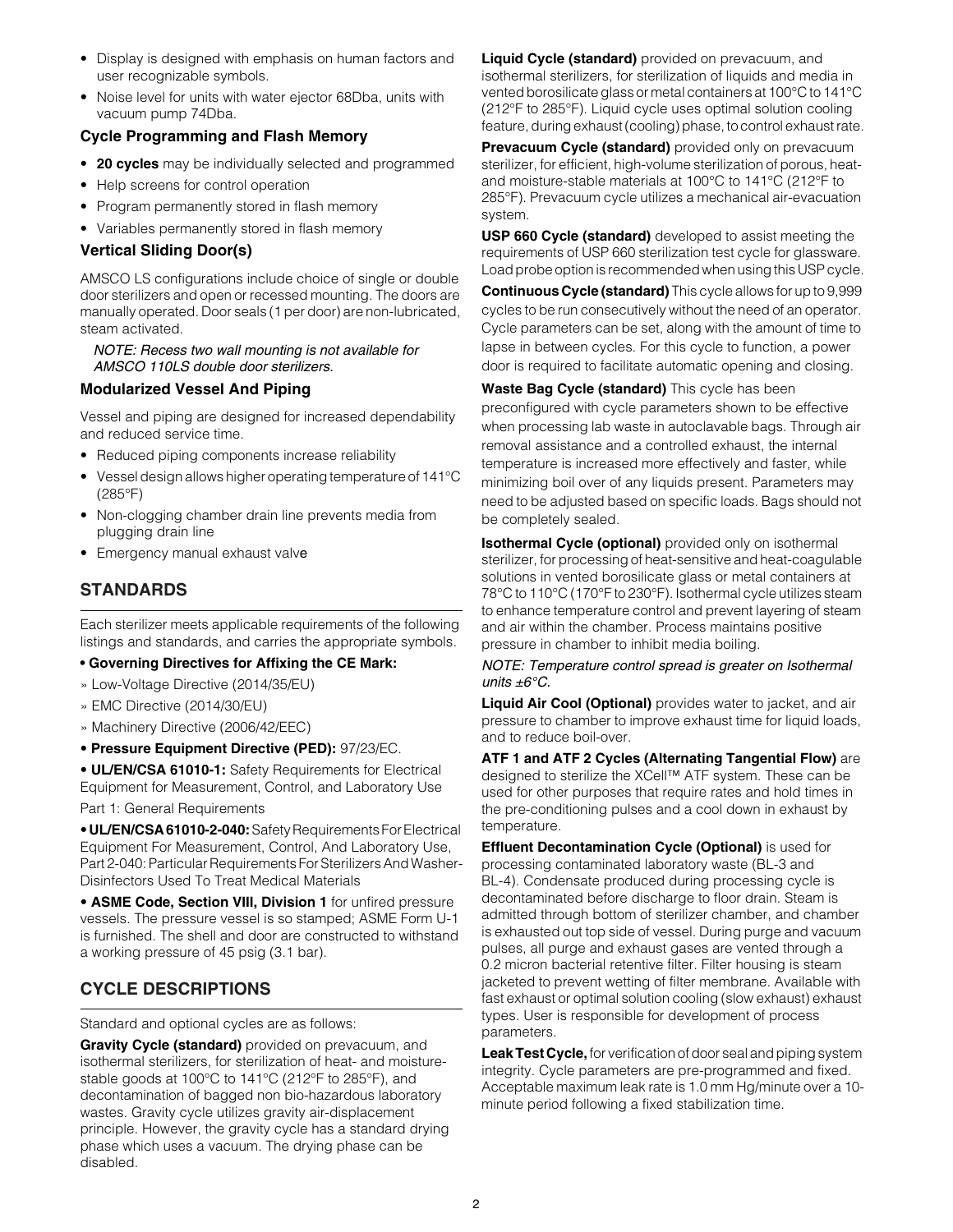- Display is designed with emphasis on human factors and user recognizable symbols.
- Noise level for units with water ejector 68Dba, units with vacuum pump 74Dba.

### Cycle Programming and Flash Memory

- **20 cycles** may be individually selected and programmed
- Help screens for control operation
- Program permanently stored in flash memory
- Variables permanently stored in flash memory

### Vertical Sliding Door(s)

AMSCO LS configurations include choice of single or double door sterilizers and open or recessed mounting. The doors are manually operated. Door seals (1 per door) are non-lubricated, steam activated.

*NOTE: Recess two wall mounting is not available for AMSCO 110LS double door sterilizers.*

### Modularized Vessel And Piping

Vessel and piping are designed for increased dependability and reduced service time.

- Reduced piping components increase reliability
- Vessel design allows higher operating temperature of 141°C (285°F)
- Non-clogging chamber drain line prevents media from plugging drain line
- Emergency manual exhaust valve

## STANDARDS

Each sterilizer meets applicable requirements of the following listings and standards, and carries the appropriate symbols.

- **Governing Directives for Affixing the CE Mark:**
  - » Low-Voltage Directive (2014/35/EU)
  - » EMC Directive (2014/30/EU)
  - » Machinery Directive (2006/42/EEC)
- **Pressure Equipment Directive (PED):** 97/23/EC.
- **UL/EN/CSA 61010-1:** Safety Requirements for Electrical Equipment for Measurement, Control, and Laboratory Use Part 1: General Requirements
- **UL/EN/CSA 61010-2-040:** Safety Requirements For Electrical Equipment For Measurement, Control, And Laboratory Use, Part 2-040: Particular Requirements For Sterilizers And Washer-Disinfectors Used To Treat Medical Materials
- **ASME Code, Section VIII, Division 1** for unfired pressure vessels. The pressure vessel is so stamped; ASME Form U-1 is furnished. The shell and door are constructed to withstand a working pressure of 45 psig (3.1 bar).

## CYCLE DESCRIPTIONS

Standard and optional cycles are as follows:

**Gravity Cycle (standard)** provided on prevacuum, and isothermal sterilizers, for sterilization of heat- and moisture-stable goods at 100°C to 141°C (212°F to 285°F), and decontamination of bagged non bio-hazardous laboratory wastes. Gravity cycle utilizes gravity air-displacement principle. However, the gravity cycle has a standard drying phase which uses a vacuum. The drying phase can be disabled.

**Liquid Cycle (standard)** provided on prevacuum, and isothermal sterilizers, for sterilization of liquids and media in vented borosilicate glass or metal containers at 100°C to 141°C (212°F to 285°F). Liquid cycle uses optimal solution cooling feature, during exhaust (cooling) phase, to control exhaust rate.

**Prevacuum Cycle (standard)** provided only on prevacuum sterilizer, for efficient, high-volume sterilization of porous, heat- and moisture-stable materials at 100°C to 141°C (212°F to 285°F). Prevacuum cycle utilizes a mechanical air-evacuation system.

**USP 660 Cycle (standard)** developed to assist meeting the requirements of USP 660 sterilization test cycle for glassware. Load probe option is recommended when using this USP cycle.

**Continuous Cycle (standard)** This cycle allows for up to 9,999 cycles to be run consecutively without the need of an operator. Cycle parameters can be set, along with the amount of time to lapse in between cycles. For this cycle to function, a power door is required to facilitate automatic opening and closing.

**Waste Bag Cycle (standard)** This cycle has been preconfigured with cycle parameters shown to be effective when processing lab waste in autoclavable bags. Through air removal assistance and a controlled exhaust, the internal temperature is increased more effectively and faster, while minimizing boil over of any liquids present. Parameters may need to be adjusted based on specific loads. Bags should not be completely sealed.

**Isothermal Cycle (optional)** provided only on isothermal sterilizer, for processing of heat-sensitive and heat-coagulable solutions in vented borosilicate glass or metal containers at 78°C to 110°C (170°F to 230°F). Isothermal cycle utilizes steam to enhance temperature control and prevent layering of steam and air within the chamber. Process maintains positive pressure in chamber to inhibit media boiling.

*NOTE: Temperature control spread is greater on Isothermal units ±6°C.*

**Liquid Air Cool (Optional)** provides water to jacket, and air pressure to chamber to improve exhaust time for liquid loads, and to reduce boil-over.

**ATF 1 and ATF 2 Cycles (Alternating Tangential Flow)** are designed to sterilize the XCell™ ATF system. These can be used for other purposes that require rates and hold times in the pre-conditioning pulses and a cool down in exhaust by temperature.

**Effluent Decontamination Cycle (Optional)** is used for processing contaminated laboratory waste (BL-3 and BL-4). Condensate produced during processing cycle is decontaminated before discharge to floor drain. Steam is admitted through bottom of sterilizer chamber, and chamber is exhausted out top side of vessel. During purge and vacuum pulses, all purge and exhaust gases are vented through a 0.2 micron bacterial retentive filter. Filter housing is steam jacketed to prevent wetting of filter membrane. Available with fast exhaust or optimal solution cooling (slow exhaust) exhaust types. User is responsible for development of process parameters.

**Leak Test Cycle,** for verification of door seal and piping system integrity. Cycle parameters are pre-programmed and fixed. Acceptable maximum leak rate is 1.0 mm Hg/minute over a 10-minute period following a fixed stabilization time.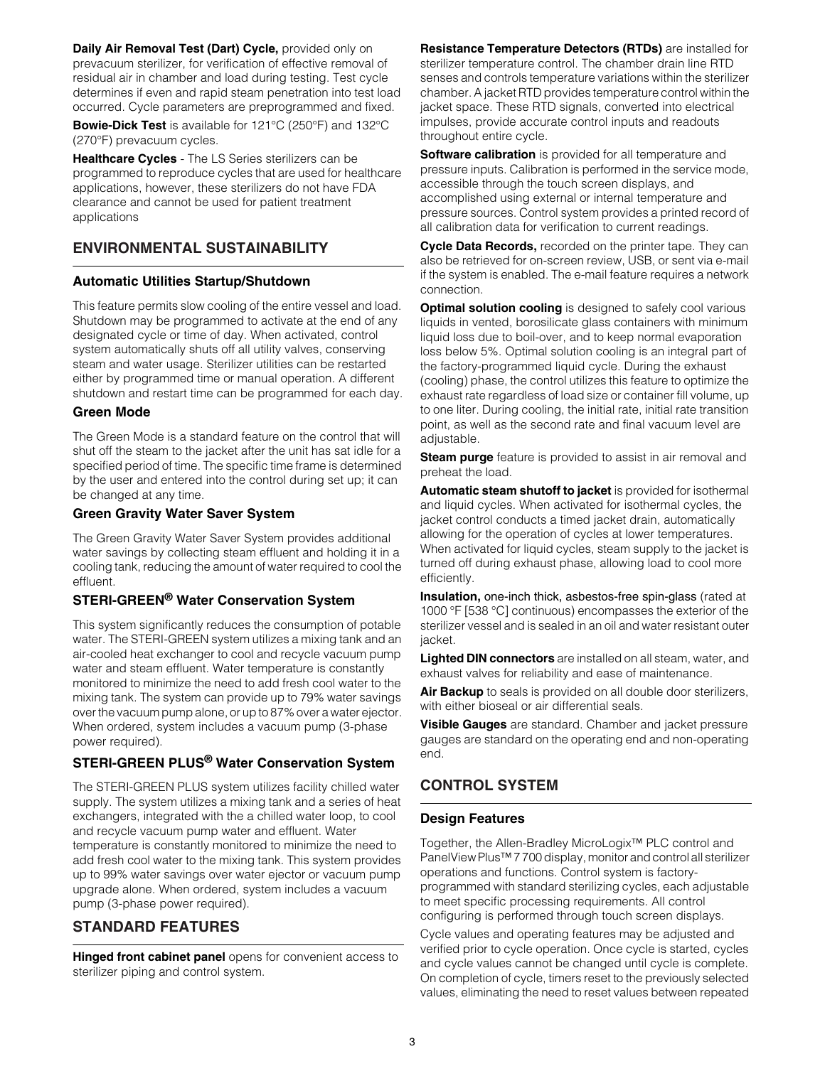**Daily Air Removal Test (Dart) Cycle,** provided only on prevacuum sterilizer, for verification of effective removal of residual air in chamber and load during testing. Test cycle determines if even and rapid steam penetration into test load occurred. Cycle parameters are preprogrammed and fixed.

**Bowie-Dick Test** is available for 121°C (250°F) and 132°C (270°F) prevacuum cycles.

**Healthcare Cycles** - The LS Series sterilizers can be programmed to reproduce cycles that are used for healthcare applications, however, these sterilizers do not have FDA clearance and cannot be used for patient treatment applications

## ENVIRONMENTAL SUSTAINABILITY

### Automatic Utilities Startup/Shutdown

This feature permits slow cooling of the entire vessel and load. Shutdown may be programmed to activate at the end of any designated cycle or time of day. When activated, control system automatically shuts off all utility valves, conserving steam and water usage. Sterilizer utilities can be restarted either by programmed time or manual operation. A different shutdown and restart time can be programmed for each day.

### Green Mode

The Green Mode is a standard feature on the control that will shut off the steam to the jacket after the unit has sat idle for a specified period of time. The specific time frame is determined by the user and entered into the control during set up; it can be changed at any time.

### Green Gravity Water Saver System

The Green Gravity Water Saver System provides additional water savings by collecting steam effluent and holding it in a cooling tank, reducing the amount of water required to cool the effluent.

### STERI-GREEN® Water Conservation System

This system significantly reduces the consumption of potable water. The STERI-GREEN system utilizes a mixing tank and an air-cooled heat exchanger to cool and recycle vacuum pump water and steam effluent. Water temperature is constantly monitored to minimize the need to add fresh cool water to the mixing tank. The system can provide up to 79% water savings over the vacuum pump alone, or up to 87% over a water ejector. When ordered, system includes a vacuum pump (3-phase power required).

### STERI-GREEN PLUS® Water Conservation System

The STERI-GREEN PLUS system utilizes facility chilled water supply. The system utilizes a mixing tank and a series of heat exchangers, integrated with the a chilled water loop, to cool and recycle vacuum pump water and effluent. Water temperature is constantly monitored to minimize the need to add fresh cool water to the mixing tank. This system provides up to 99% water savings over water ejector or vacuum pump upgrade alone. When ordered, system includes a vacuum pump (3-phase power required).

## STANDARD FEATURES

**Hinged front cabinet panel** opens for convenient access to sterilizer piping and control system.

**Resistance Temperature Detectors (RTDs)** are installed for sterilizer temperature control. The chamber drain line RTD senses and controls temperature variations within the sterilizer chamber. A jacket RTD provides temperature control within the jacket space. These RTD signals, converted into electrical impulses, provide accurate control inputs and readouts throughout entire cycle.

**Software calibration** is provided for all temperature and pressure inputs. Calibration is performed in the service mode, accessible through the touch screen displays, and accomplished using external or internal temperature and pressure sources. Control system provides a printed record of all calibration data for verification to current readings.

**Cycle Data Records,** recorded on the printer tape. They can also be retrieved for on-screen review, USB, or sent via e-mail if the system is enabled. The e-mail feature requires a network connection.

**Optimal solution cooling** is designed to safely cool various liquids in vented, borosilicate glass containers with minimum liquid loss due to boil-over, and to keep normal evaporation loss below 5%. Optimal solution cooling is an integral part of the factory-programmed liquid cycle. During the exhaust (cooling) phase, the control utilizes this feature to optimize the exhaust rate regardless of load size or container fill volume, up to one liter. During cooling, the initial rate, initial rate transition point, as well as the second rate and final vacuum level are adjustable.

**Steam purge** feature is provided to assist in air removal and preheat the load.

**Automatic steam shutoff to jacket** is provided for isothermal and liquid cycles. When activated for isothermal cycles, the jacket control conducts a timed jacket drain, automatically allowing for the operation of cycles at lower temperatures. When activated for liquid cycles, steam supply to the jacket is turned off during exhaust phase, allowing load to cool more efficiently.

**Insulation,** one-inch thick, asbestos-free spin-glass (rated at 1000 °F [538 °C] continuous) encompasses the exterior of the sterilizer vessel and is sealed in an oil and water resistant outer jacket.

**Lighted DIN connectors** are installed on all steam, water, and exhaust valves for reliability and ease of maintenance.

**Air Backup** to seals is provided on all double door sterilizers, with either bioseal or air differential seals.

**Visible Gauges** are standard. Chamber and jacket pressure gauges are standard on the operating end and non-operating end.

## CONTROL SYSTEM

### Design Features

Together, the Allen-Bradley MicroLogix™ PLC control and PanelView Plus™ 7 700 display, monitor and control all sterilizer operations and functions. Control system is factory-programmed with standard sterilizing cycles, each adjustable to meet specific processing requirements. All control configuring is performed through touch screen displays.

Cycle values and operating features may be adjusted and verified prior to cycle operation. Once cycle is started, cycles and cycle values cannot be changed until cycle is complete. On completion of cycle, timers reset to the previously selected values, eliminating the need to reset values between repeated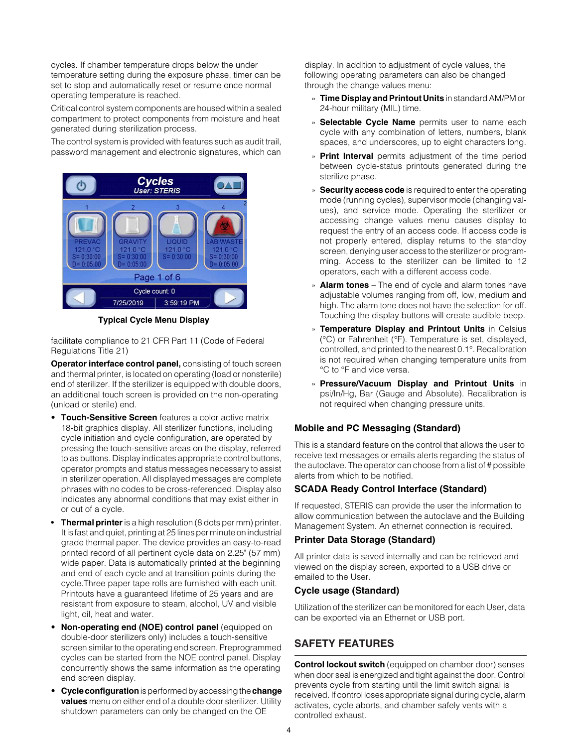cycles. If chamber temperature drops below the under temperature setting during the exposure phase, timer can be set to stop and automatically reset or resume once normal operating temperature is reached.

Critical control system components are housed within a sealed compartment to protect components from moisture and heat generated during sterilization process.

The control system is provided with features such as audit trail, password management and electronic signatures, which can facilitate compliance to 21 CFR Part 11 (Code of Federal Regulations Title 21)

**Typical Cycle Menu Display**

**Operator interface control panel,** consisting of touch screen and thermal printer, is located on operating (load or nonsterile) end of sterilizer. If the sterilizer is equipped with double doors, an additional touch screen is provided on the non-operating (unload or sterile) end.

- **Touch-Sensitive Screen** features a color active matrix 18-bit graphics display. All sterilizer functions, including cycle initiation and cycle configuration, are operated by pressing the touch-sensitive areas on the display, referred to as buttons. Display indicates appropriate control buttons, operator prompts and status messages necessary to assist in sterilizer operation. All displayed messages are complete phrases with no codes to be cross-referenced. Display also indicates any abnormal conditions that may exist either in or out of a cycle.
- **Thermal printer** is a high resolution (8 dots per mm) printer. It is fast and quiet, printing at 25 lines per minute on industrial grade thermal paper. The device provides an easy-to-read printed record of all pertinent cycle data on 2.25" (57 mm) wide paper. Data is automatically printed at the beginning and end of each cycle and at transition points during the cycle.Three paper tape rolls are furnished with each unit. Printouts have a guaranteed lifetime of 25 years and are resistant from exposure to steam, alcohol, UV and visible light, oil, heat and water.
- **Non-operating end (NOE) control panel** (equipped on double-door sterilizers only) includes a touch-sensitive screen similar to the operating end screen. Preprogrammed cycles can be started from the NOE control panel. Display concurrently shows the same information as the operating end screen display.
- **Cycle configuration** is performed by accessing the **change values** menu on either end of a double door sterilizer. Utility shutdown parameters can only be changed on the OE display. In addition to adjustment of cycle values, the following operating parameters can also be changed through the change values menu:
  - **Time Display and Printout Units** in standard AM/PM or 24-hour military (MIL) time.
  - **Selectable Cycle Name** permits user to name each cycle with any combination of letters, numbers, blank spaces, and underscores, up to eight characters long.
  - **Print Interval** permits adjustment of the time period between cycle-status printouts generated during the sterilize phase.
  - **Security access code** is required to enter the operating mode (running cycles), supervisor mode (changing values), and service mode. Operating the sterilizer or accessing change values menu causes display to request the entry of an access code. If access code is not properly entered, display returns to the standby screen, denying user access to the sterilizer or programming. Access to the sterilizer can be limited to 12 operators, each with a different access code.
  - **Alarm tones** – The end of cycle and alarm tones have adjustable volumes ranging from off, low, medium and high. The alarm tone does not have the selection for off. Touching the display buttons will create audible beep.
  - **Temperature Display and Printout Units** in Celsius (°C) or Fahrenheit (°F). Temperature is set, displayed, controlled, and printed to the nearest 0.1°. Recalibration is not required when changing temperature units from °C to °F and vice versa.
  - **Pressure/Vacuum Display and Printout Units** in psi/In/Hg, Bar (Gauge and Absolute). Recalibration is not required when changing pressure units.

## Mobile and PC Messaging (Standard)

This is a standard feature on the control that allows the user to receive text messages or emails alerts regarding the status of the autoclave. The operator can choose from a list of # possible alerts from which to be notified.

## SCADA Ready Control Interface (Standard)

If requested, STERIS can provide the user the information to allow communication between the autoclave and the Building Management System. An ethernet connection is required.

## Printer Data Storage (Standard)

All printer data is saved internally and can be retrieved and viewed on the display screen, exported to a USB drive or emailed to the User.

## Cycle usage (Standard)

Utilization of the sterilizer can be monitored for each User, data can be exported via an Ethernet or USB port.

## SAFETY FEATURES

**Control lockout switch** (equipped on chamber door) senses when door seal is energized and tight against the door. Control prevents cycle from starting until the limit switch signal is received. If control loses appropriate signal during cycle, alarm activates, cycle aborts, and chamber safely vents with a controlled exhaust.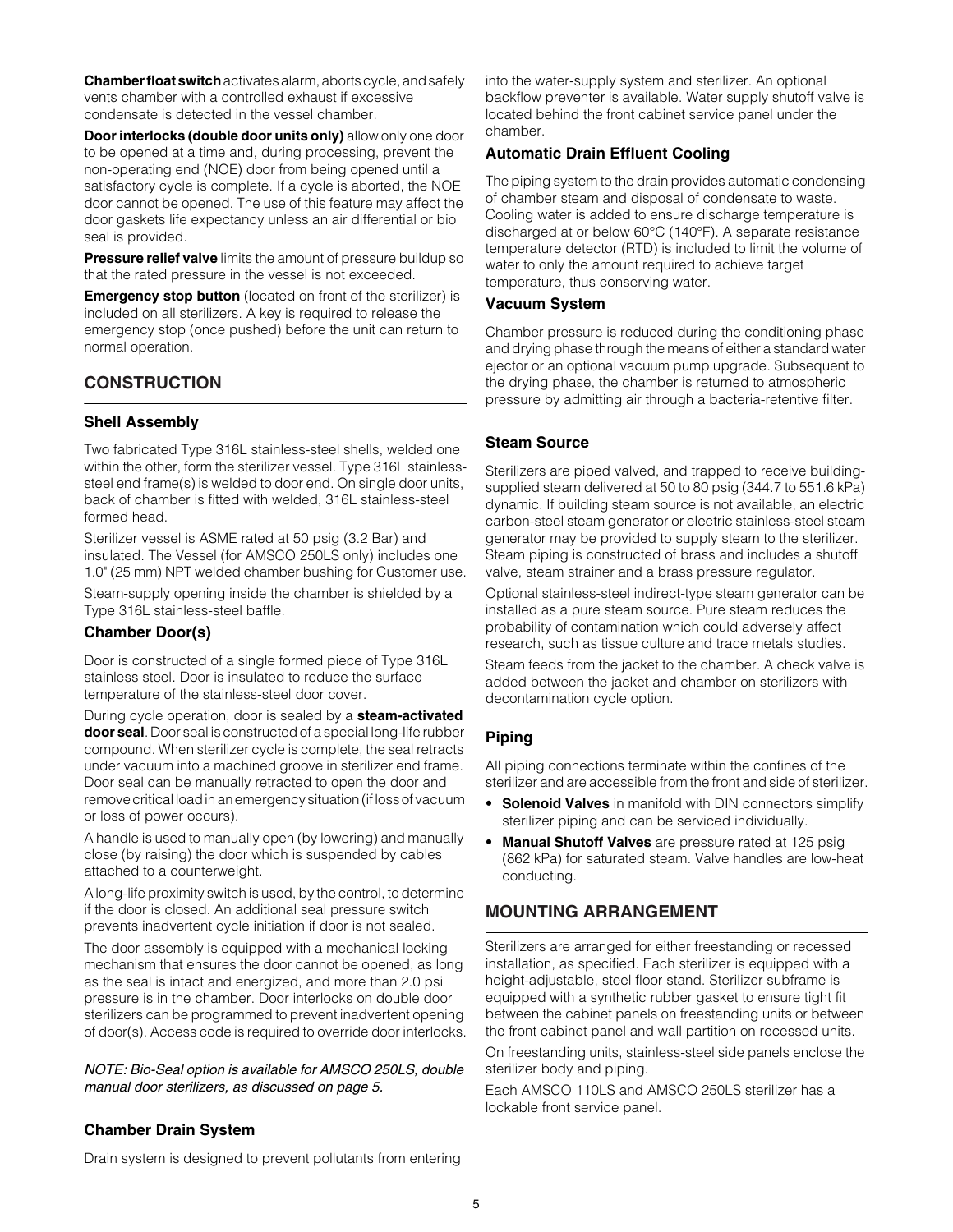**Chamber float switch** activates alarm, aborts cycle, and safely vents chamber with a controlled exhaust if excessive condensate is detected in the vessel chamber.

**Door interlocks (double door units only)** allow only one door to be opened at a time and, during processing, prevent the non-operating end (NOE) door from being opened until a satisfactory cycle is complete. If a cycle is aborted, the NOE door cannot be opened. The use of this feature may affect the door gaskets life expectancy unless an air differential or bio seal is provided.

**Pressure relief valve** limits the amount of pressure buildup so that the rated pressure in the vessel is not exceeded.

**Emergency stop button** (located on front of the sterilizer) is included on all sterilizers. A key is required to release the emergency stop (once pushed) before the unit can return to normal operation.

## CONSTRUCTION

### Shell Assembly

Two fabricated Type 316L stainless-steel shells, welded one within the other, form the sterilizer vessel. Type 316L stainless-steel end frame(s) is welded to door end. On single door units, back of chamber is fitted with welded, 316L stainless-steel formed head.

Sterilizer vessel is ASME rated at 50 psig (3.2 Bar) and insulated. The Vessel (for AMSCO 250LS only) includes one 1.0" (25 mm) NPT welded chamber bushing for Customer use.

Steam-supply opening inside the chamber is shielded by a Type 316L stainless-steel baffle.

### Chamber Door(s)

Door is constructed of a single formed piece of Type 316L stainless steel. Door is insulated to reduce the surface temperature of the stainless-steel door cover.

During cycle operation, door is sealed by a **steam-activated door seal**. Door seal is constructed of a special long-life rubber compound. When sterilizer cycle is complete, the seal retracts under vacuum into a machined groove in sterilizer end frame. Door seal can be manually retracted to open the door and remove critical load in an emergency situation (if loss of vacuum or loss of power occurs).

A handle is used to manually open (by lowering) and manually close (by raising) the door which is suspended by cables attached to a counterweight.

A long-life proximity switch is used, by the control, to determine if the door is closed. An additional seal pressure switch prevents inadvertent cycle initiation if door is not sealed.

The door assembly is equipped with a mechanical locking mechanism that ensures the door cannot be opened, as long as the seal is intact and energized, and more than 2.0 psi pressure is in the chamber. Door interlocks on double door sterilizers can be programmed to prevent inadvertent opening of door(s). Access code is required to override door interlocks.

*NOTE: Bio-Seal option is available for AMSCO 250LS, double manual door sterilizers, as discussed on page 5.*

### Chamber Drain System

Drain system is designed to prevent pollutants from entering into the water-supply system and sterilizer. An optional backflow preventer is available. Water supply shutoff valve is located behind the front cabinet service panel under the chamber.

### Automatic Drain Effluent Cooling

The piping system to the drain provides automatic condensing of chamber steam and disposal of condensate to waste. Cooling water is added to ensure discharge temperature is discharged at or below 60°C (140°F). A separate resistance temperature detector (RTD) is included to limit the volume of water to only the amount required to achieve target temperature, thus conserving water.

### Vacuum System

Chamber pressure is reduced during the conditioning phase and drying phase through the means of either a standard water ejector or an optional vacuum pump upgrade. Subsequent to the drying phase, the chamber is returned to atmospheric pressure by admitting air through a bacteria-retentive filter.

### Steam Source

Sterilizers are piped valved, and trapped to receive building-supplied steam delivered at 50 to 80 psig (344.7 to 551.6 kPa) dynamic. If building steam source is not available, an electric carbon-steel steam generator or electric stainless-steel steam generator may be provided to supply steam to the sterilizer. Steam piping is constructed of brass and includes a shutoff valve, steam strainer and a brass pressure regulator.

Optional stainless-steel indirect-type steam generator can be installed as a pure steam source. Pure steam reduces the probability of contamination which could adversely affect research, such as tissue culture and trace metals studies.

Steam feeds from the jacket to the chamber. A check valve is added between the jacket and chamber on sterilizers with decontamination cycle option.

### Piping

All piping connections terminate within the confines of the sterilizer and are accessible from the front and side of sterilizer.

- **Solenoid Valves** in manifold with DIN connectors simplify sterilizer piping and can be serviced individually.
- **Manual Shutoff Valves** are pressure rated at 125 psig (862 kPa) for saturated steam. Valve handles are low-heat conducting.

## MOUNTING ARRANGEMENT

Sterilizers are arranged for either freestanding or recessed installation, as specified. Each sterilizer is equipped with a height-adjustable, steel floor stand. Sterilizer subframe is equipped with a synthetic rubber gasket to ensure tight fit between the cabinet panels on freestanding units or between the front cabinet panel and wall partition on recessed units.

On freestanding units, stainless-steel side panels enclose the sterilizer body and piping.

Each AMSCO 110LS and AMSCO 250LS sterilizer has a lockable front service panel.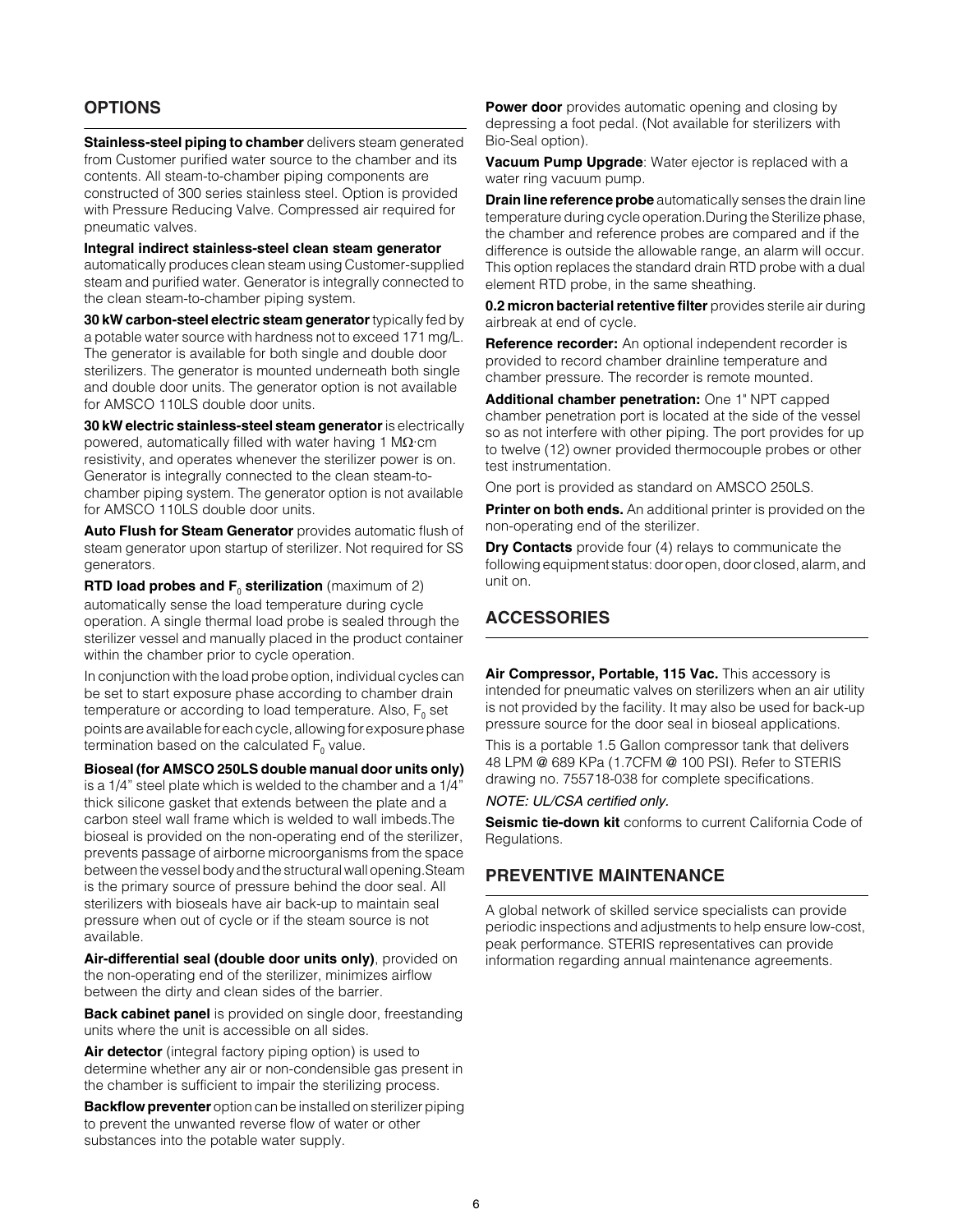## OPTIONS

**Stainless-steel piping to chamber** delivers steam generated from Customer purified water source to the chamber and its contents. All steam-to-chamber piping components are constructed of 300 series stainless steel. Option is provided with Pressure Reducing Valve. Compressed air required for pneumatic valves.

**Integral indirect stainless-steel clean steam generator** automatically produces clean steam using Customer-supplied steam and purified water. Generator is integrally connected to the clean steam-to-chamber piping system.

**30 kW carbon-steel electric steam generator** typically fed by a potable water source with hardness not to exceed 171 mg/L. The generator is available for both single and double door sterilizers. The generator is mounted underneath both single and double door units. The generator option is not available for AMSCO 110LS double door units.

**30 kW electric stainless-steel steam generator** is electrically powered, automatically filled with water having 1 MΩ·cm resistivity, and operates whenever the sterilizer power is on. Generator is integrally connected to the clean steam-to-chamber piping system. The generator option is not available for AMSCO 110LS double door units.

**Auto Flush for Steam Generator** provides automatic flush of steam generator upon startup of sterilizer. Not required for SS generators.

**RTD load probes and $F_0$ sterilization** (maximum of 2) automatically sense the load temperature during cycle operation. A single thermal load probe is sealed through the sterilizer vessel and manually placed in the product container within the chamber prior to cycle operation.

In conjunction with the load probe option, individual cycles can be set to start exposure phase according to chamber drain temperature or according to load temperature. Also, $F_0$ set points are available for each cycle, allowing for exposure phase termination based on the calculated $F_0$ value.

**Bioseal (for AMSCO 250LS double manual door units only)** is a 1/4" steel plate which is welded to the chamber and a 1/4" thick silicone gasket that extends between the plate and a carbon steel wall frame which is welded to wall imbeds.The bioseal is provided on the non-operating end of the sterilizer, prevents passage of airborne microorganisms from the space between the vessel body and the structural wall opening.Steam is the primary source of pressure behind the door seal. All sterilizers with bioseals have air back-up to maintain seal pressure when out of cycle or if the steam source is not available.

**Air-differential seal (double door units only)**, provided on the non-operating end of the sterilizer, minimizes airflow between the dirty and clean sides of the barrier.

**Back cabinet panel** is provided on single door, freestanding units where the unit is accessible on all sides.

**Air detector** (integral factory piping option) is used to determine whether any air or non-condensible gas present in the chamber is sufficient to impair the sterilizing process.

**Backflow preventer** option can be installed on sterilizer piping to prevent the unwanted reverse flow of water or other substances into the potable water supply.

**Power door** provides automatic opening and closing by depressing a foot pedal. (Not available for sterilizers with Bio-Seal option).

**Vacuum Pump Upgrade**: Water ejector is replaced with a water ring vacuum pump.

**Drain line reference probe** automatically senses the drain line temperature during cycle operation.During the Sterilize phase, the chamber and reference probes are compared and if the difference is outside the allowable range, an alarm will occur. This option replaces the standard drain RTD probe with a dual element RTD probe, in the same sheathing.

**0.2 micron bacterial retentive filter** provides sterile air during airbreak at end of cycle.

**Reference recorder:** An optional independent recorder is provided to record chamber drainline temperature and chamber pressure. The recorder is remote mounted.

**Additional chamber penetration:** One 1" NPT capped chamber penetration port is located at the side of the vessel so as not interfere with other piping. The port provides for up to twelve (12) owner provided thermocouple probes or other test instrumentation.

One port is provided as standard on AMSCO 250LS.

**Printer on both ends.** An additional printer is provided on the non-operating end of the sterilizer.

**Dry Contacts** provide four (4) relays to communicate the following equipment status: door open, door closed, alarm, and unit on.

## ACCESSORIES

**Air Compressor, Portable, 115 Vac.** This accessory is intended for pneumatic valves on sterilizers when an air utility is not provided by the facility. It may also be used for back-up pressure source for the door seal in bioseal applications.

This is a portable 1.5 Gallon compressor tank that delivers 48 LPM @ 689 KPa (1.7CFM @ 100 PSI). Refer to STERIS drawing no. 755718-038 for complete specifications.

*NOTE: UL/CSA certified only.*

**Seismic tie-down kit** conforms to current California Code of Regulations.

## PREVENTIVE MAINTENANCE

A global network of skilled service specialists can provide periodic inspections and adjustments to help ensure low-cost, peak performance. STERIS representatives can provide information regarding annual maintenance agreements.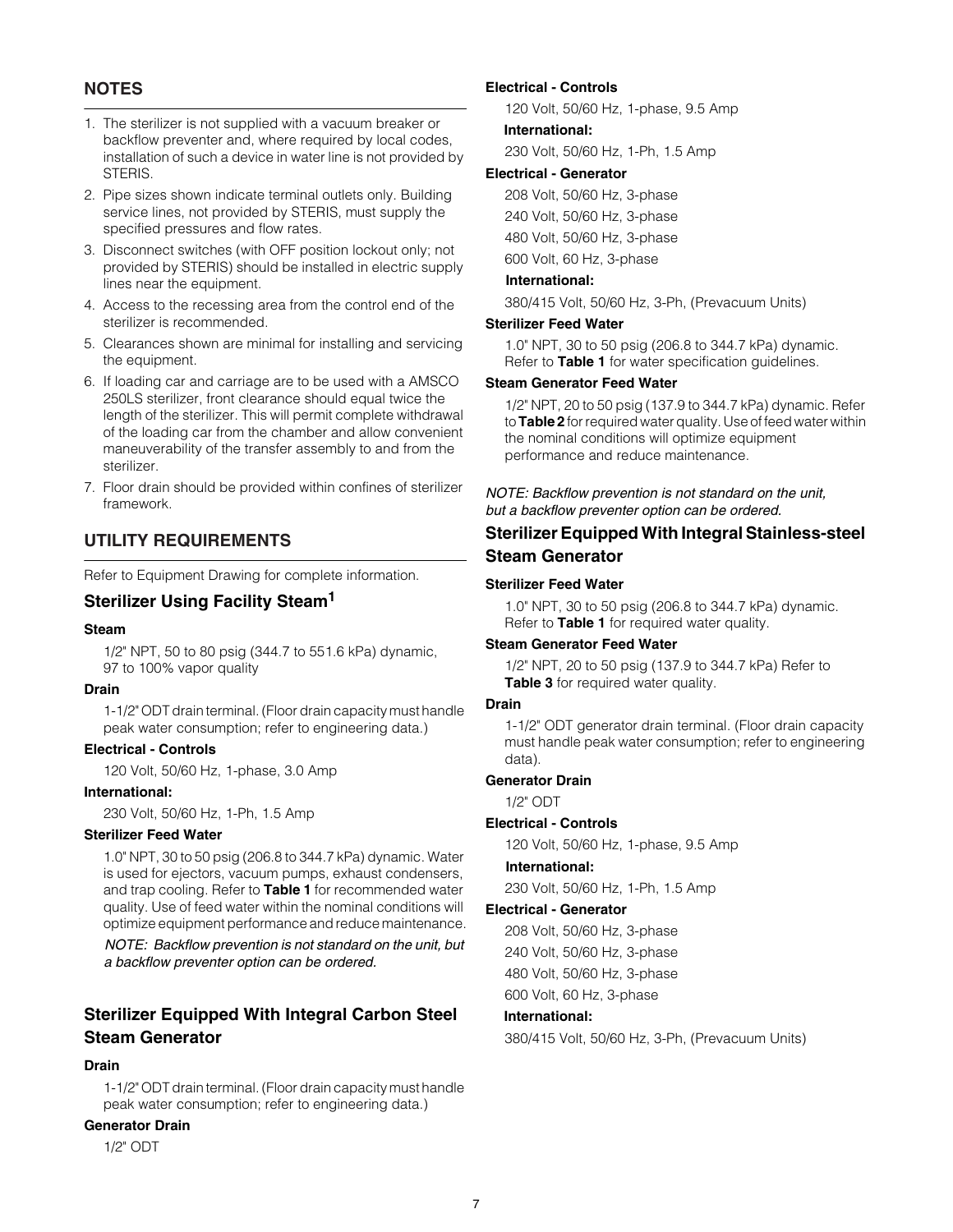## NOTES

1. The sterilizer is not supplied with a vacuum breaker or backflow preventer and, where required by local codes, installation of such a device in water line is not provided by STERIS.
2. Pipe sizes shown indicate terminal outlets only. Building service lines, not provided by STERIS, must supply the specified pressures and flow rates.
3. Disconnect switches (with OFF position lockout only; not provided by STERIS) should be installed in electric supply lines near the equipment.
4. Access to the recessing area from the control end of the sterilizer is recommended.
5. Clearances shown are minimal for installing and servicing the equipment.
6. If loading car and carriage are to be used with a AMSCO 250LS sterilizer, front clearance should equal twice the length of the sterilizer. This will permit complete withdrawal of the loading car from the chamber and allow convenient maneuverability of the transfer assembly to and from the sterilizer.
7. Floor drain should be provided within confines of sterilizer framework.

## UTILITY REQUIREMENTS

Refer to Equipment Drawing for complete information.

### Sterilizer Using Facility Steam[1]

**Steam**

1/2" NPT, 50 to 80 psig (344.7 to 551.6 kPa) dynamic, 97 to 100% vapor quality

**Drain**

1-1/2" ODT drain terminal. (Floor drain capacity must handle peak water consumption; refer to engineering data.)

**Electrical - Controls**

120 Volt, 50/60 Hz, 1-phase, 3.0 Amp

**International:**

230 Volt, 50/60 Hz, 1-Ph, 1.5 Amp

**Sterilizer Feed Water**

1.0" NPT, 30 to 50 psig (206.8 to 344.7 kPa) dynamic. Water is used for ejectors, vacuum pumps, exhaust condensers, and trap cooling. Refer to **Table 1** for recommended water quality. Use of feed water within the nominal conditions will optimize equipment performance and reduce maintenance.

*NOTE: Backflow prevention is not standard on the unit, but a backflow preventer option can be ordered.*

### Sterilizer Equipped With Integral Carbon Steel Steam Generator

**Drain**

1-1/2" ODT drain terminal. (Floor drain capacity must handle peak water consumption; refer to engineering data.)

**Generator Drain**

1/2" ODT

**Electrical - Controls**

120 Volt, 50/60 Hz, 1-phase, 9.5 Amp

**International:**

230 Volt, 50/60 Hz, 1-Ph, 1.5 Amp

**Electrical - Generator**

208 Volt, 50/60 Hz, 3-phase

240 Volt, 50/60 Hz, 3-phase

480 Volt, 50/60 Hz, 3-phase

600 Volt, 60 Hz, 3-phase

**International:**

380/415 Volt, 50/60 Hz, 3-Ph, (Prevacuum Units)

**Sterilizer Feed Water**

1.0" NPT, 30 to 50 psig (206.8 to 344.7 kPa) dynamic. Refer to **Table 1** for water specification guidelines.

**Steam Generator Feed Water**

1/2" NPT, 20 to 50 psig (137.9 to 344.7 kPa) dynamic. Refer to **Table 2** for required water quality. Use of feed water within the nominal conditions will optimize equipment performance and reduce maintenance.

*NOTE: Backflow prevention is not standard on the unit, but a backflow preventer option can be ordered.*

### Sterilizer Equipped With Integral Stainless-steel Steam Generator

**Sterilizer Feed Water**

1.0" NPT, 30 to 50 psig (206.8 to 344.7 kPa) dynamic. Refer to **Table 1** for required water quality.

**Steam Generator Feed Water**

1/2" NPT, 20 to 50 psig (137.9 to 344.7 kPa) Refer to **Table 3** for required water quality.

**Drain**

1-1/2" ODT generator drain terminal. (Floor drain capacity must handle peak water consumption; refer to engineering data).

**Generator Drain**

1/2" ODT

**Electrical - Controls**

120 Volt, 50/60 Hz, 1-phase, 9.5 Amp

**International:**

230 Volt, 50/60 Hz, 1-Ph, 1.5 Amp

**Electrical - Generator**

208 Volt, 50/60 Hz, 3-phase

240 Volt, 50/60 Hz, 3-phase

480 Volt, 50/60 Hz, 3-phase

600 Volt, 60 Hz, 3-phase

**International:**

380/415 Volt, 50/60 Hz, 3-Ph, (Prevacuum Units)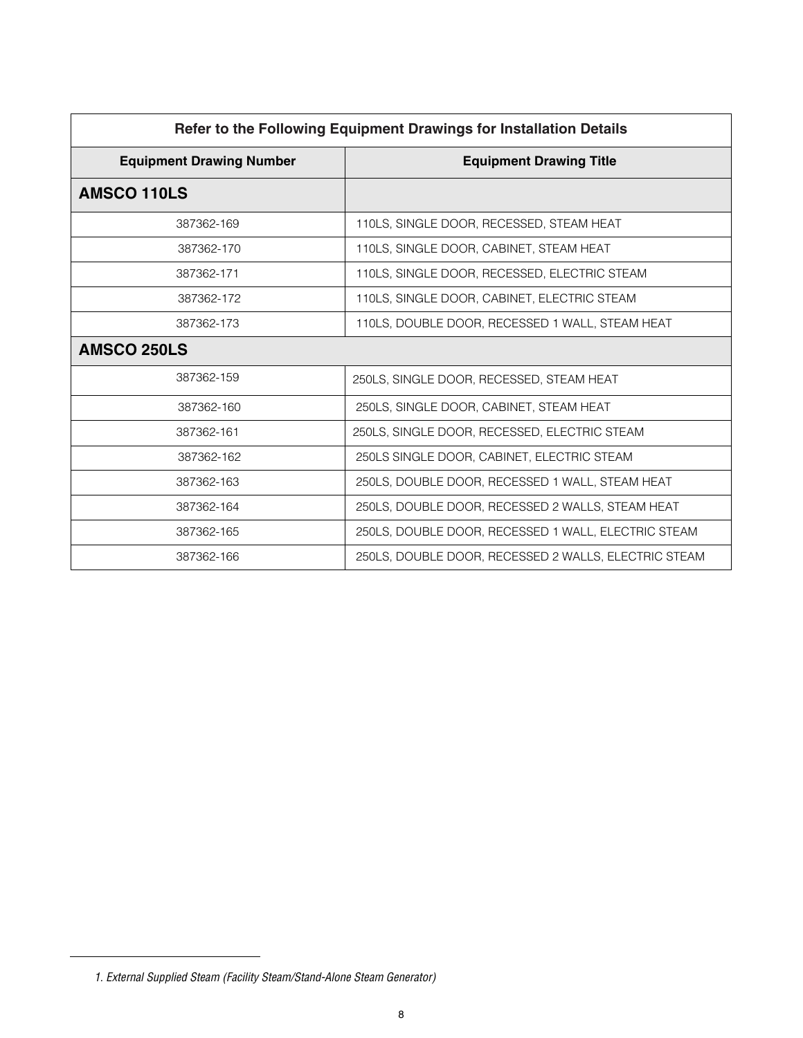| Refer to the Following Equipment Drawings for Installation Details | |
|---|---|
| **Equipment Drawing Number** | **Equipment Drawing Title** |
| **AMSCO 110LS** | |
| 387362-169 | 110LS, SINGLE DOOR, RECESSED, STEAM HEAT |
| 387362-170 | 110LS, SINGLE DOOR, CABINET, STEAM HEAT |
| 387362-171 | 110LS, SINGLE DOOR, RECESSED, ELECTRIC STEAM |
| 387362-172 | 110LS, SINGLE DOOR, CABINET, ELECTRIC STEAM |
| 387362-173 | 110LS, DOUBLE DOOR, RECESSED 1 WALL, STEAM HEAT |
| **AMSCO 250LS** | |
| 387362-159 | 250LS, SINGLE DOOR, RECESSED, STEAM HEAT |
| 387362-160 | 250LS, SINGLE DOOR, CABINET, STEAM HEAT |
| 387362-161 | 250LS, SINGLE DOOR, RECESSED, ELECTRIC STEAM |
| 387362-162 | 250LS SINGLE DOOR, CABINET, ELECTRIC STEAM |
| 387362-163 | 250LS, DOUBLE DOOR, RECESSED 1 WALL, STEAM HEAT |
| 387362-164 | 250LS, DOUBLE DOOR, RECESSED 2 WALLS, STEAM HEAT |
| 387362-165 | 250LS, DOUBLE DOOR, RECESSED 1 WALL, ELECTRIC STEAM |
| 387362-166 | 250LS, DOUBLE DOOR, RECESSED 2 WALLS, ELECTRIC STEAM |

*1. External Supplied Steam (Facility Steam/Stand-Alone Steam Generator)*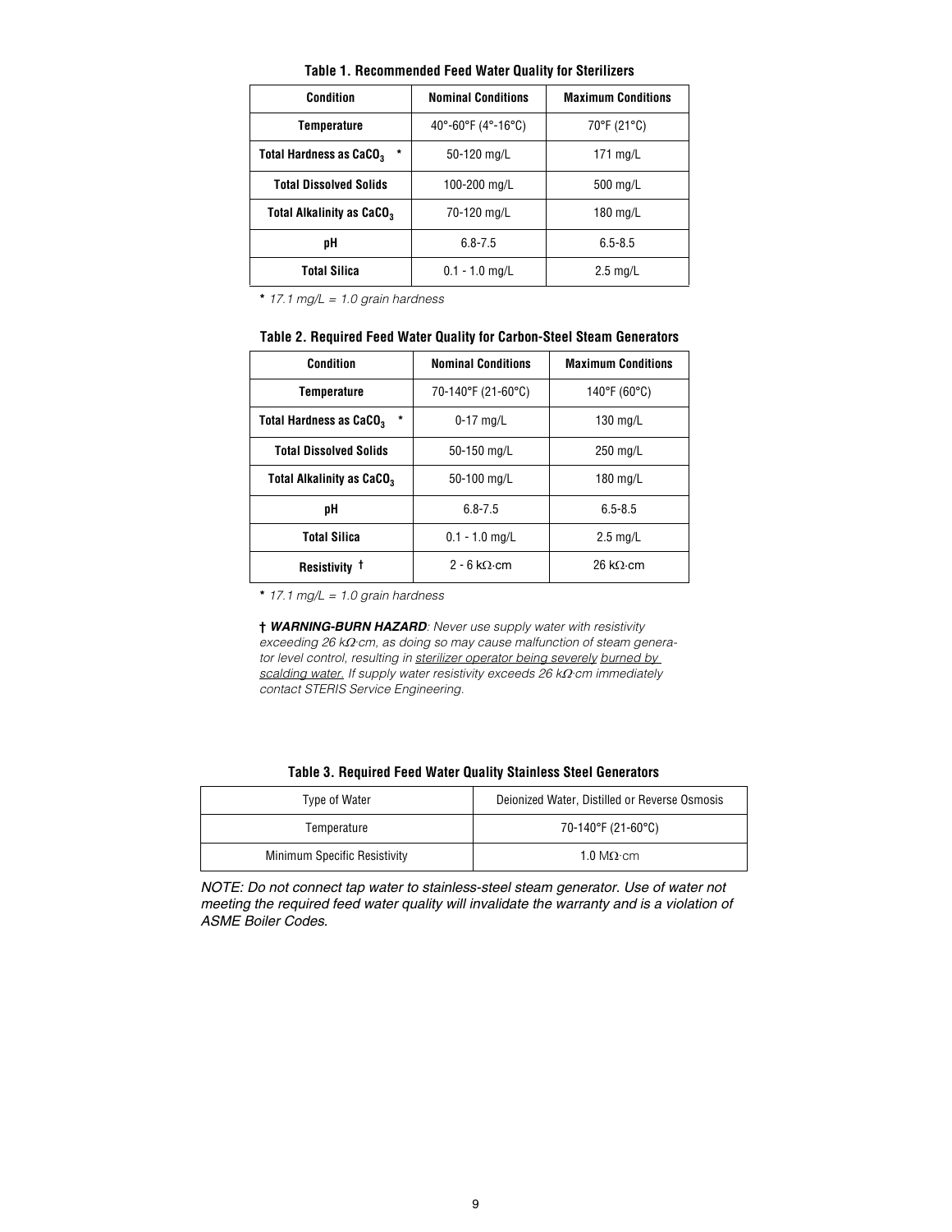**Table 1. Recommended Feed Water Quality for Sterilizers**

| Condition | Nominal Conditions | Maximum Conditions |
|---|---|---|
| Temperature | 40°-60°F (4°-16°C) | 70°F (21°C) |
| Total Hardness as $CaCO_3$ * | 50-120 mg/L | 171 mg/L |
| Total Dissolved Solids | 100-200 mg/L | 500 mg/L |
| Total Alkalinity as $CaCO_3$ | 70-120 mg/L | 180 mg/L |
| pH | 6.8-7.5 | 6.5-8.5 |
| Total Silica | 0.1 - 1.0 mg/L | 2.5 mg/L |

* *17.1 mg/L = 1.0 grain hardness*

**Table 2. Required Feed Water Quality for Carbon-Steel Steam Generators**

| Condition | Nominal Conditions | Maximum Conditions |
|---|---|---|
| Temperature | 70-140°F (21-60°C) | 140°F (60°C) |
| Total Hardness as $CaCO_3$ * | 0-17 mg/L | 130 mg/L |
| Total Dissolved Solids | 50-150 mg/L | 250 mg/L |
| Total Alkalinity as $CaCO_3$ | 50-100 mg/L | 180 mg/L |
| pH | 6.8-7.5 | 6.5-8.5 |
| Total Silica | 0.1 - 1.0 mg/L | 2.5 mg/L |
| Resistivity † | 2 - 6 kΩ·cm | 26 kΩ·cm |

* *17.1 mg/L = 1.0 grain hardness*

† ***WARNING-BURN HAZARD****: Never use supply water with resistivity exceeding 26 kΩ·cm, as doing so may cause malfunction of steam generator level control, resulting in sterilizer operator being severely burned by scalding water. If supply water resistivity exceeds 26 kΩ·cm immediately contact STERIS Service Engineering.*

**Table 3. Required Feed Water Quality Stainless Steel Generators**

| Type of Water | Deionized Water, Distilled or Reverse Osmosis |
|---|---|
| Temperature | 70-140°F (21-60°C) |
| Minimum Specific Resistivity | 1.0 MΩ·cm |

*NOTE: Do not connect tap water to stainless-steel steam generator. Use of water not meeting the required feed water quality will invalidate the warranty and is a violation of ASME Boiler Codes.*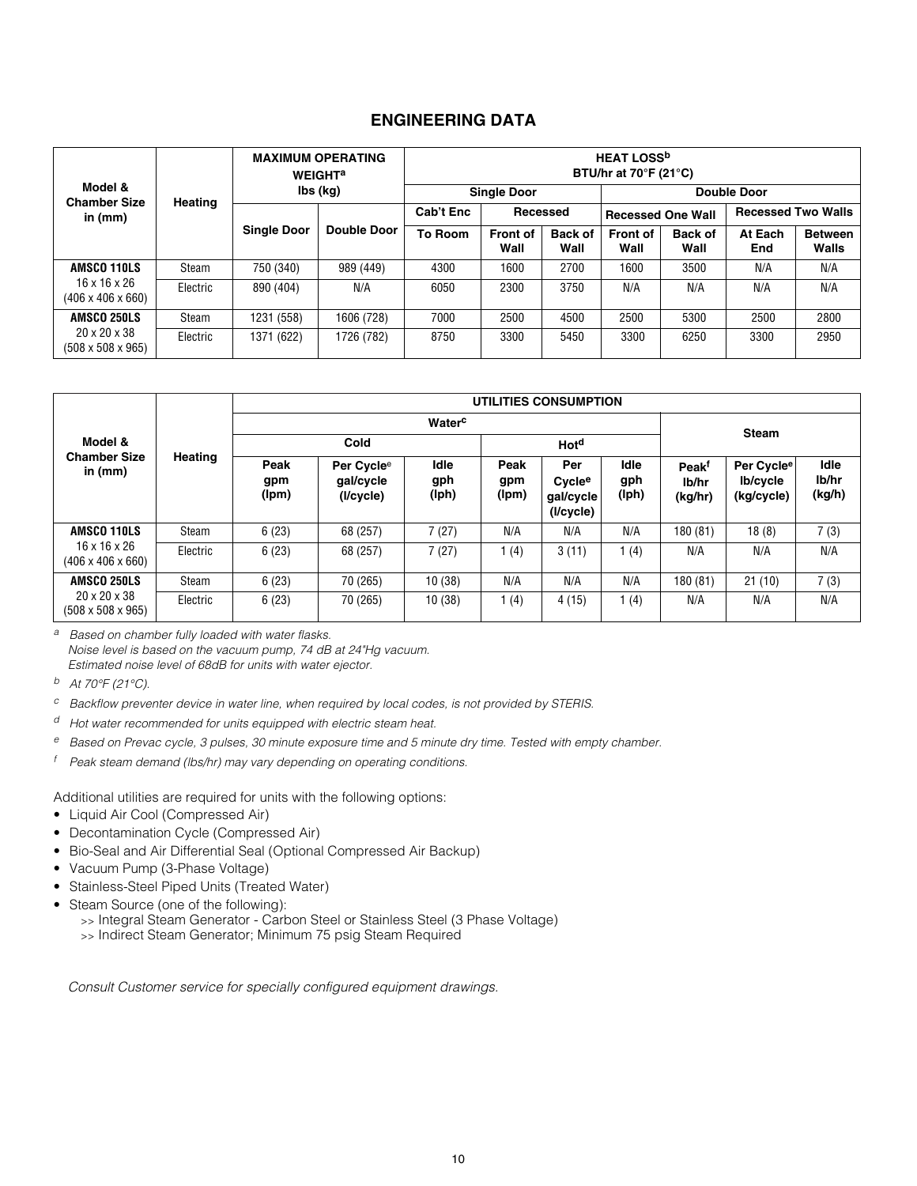## ENGINEERING DATA

| Model & Chamber Size in (mm) | Heating | MAXIMUM OPERATING WEIGHT[a] lbs (kg) | | HEAT LOSS[b] BTU/hr at 70°F (21°C) | | | | | | |
|---|---|---|---|---|---|---|---|---|---|---|
| | | | | Single Door | | | Double Door | | | |
| | | | | Cab't Enc | Recessed | | Recessed One Wall | | Recessed Two Walls | |
| | | Single Door | Double Door | To Room | Front of Wall | Back of Wall | Front of Wall | Back of Wall | At Each End | Between Walls |
| **AMSCO 110LS** 16 x 16 x 26 (406 x 406 x 660) | Steam | 750 (340) | 989 (449) | 4300 | 1600 | 2700 | 1600 | 3500 | N/A | N/A |
| | Electric | 890 (404) | N/A | 6050 | 2300 | 3750 | N/A | N/A | N/A | N/A |
| **AMSCO 250LS** 20 x 20 x 38 (508 x 508 x 965) | Steam | 1231 (558) | 1606 (728) | 7000 | 2500 | 4500 | 2500 | 5300 | 2500 | 2800 |
| | Electric | 1371 (622) | 1726 (782) | 8750 | 3300 | 5450 | 3300 | 6250 | 3300 | 2950 |

| Model & Chamber Size in (mm) | Heating | UTILITIES CONSUMPTION | | | | | | | | |
|---|---|---|---|---|---|---|---|---|---|---|
| | | Water[c] | | | | | | Steam | | |
| | | Cold | | | Hot[d] | | | | | |
| | | Peak gpm (lpm) | Per Cycle[e] gal/cycle (l/cycle) | Idle gph (lph) | Peak gpm (lpm) | Per Cycle[e] gal/cycle (l/cycle) | Idle gph (lph) | Peak[f] lb/hr (kg/hr) | Per Cycle[e] lb/cycle (kg/cycle) | Idle lb/hr (kg/h) |
| **AMSCO 110LS** 16 x 16 x 26 (406 x 406 x 660) | Steam | 6 (23) | 68 (257) | 7 (27) | N/A | N/A | N/A | 180 (81) | 18 (8) | 7 (3) |
| | Electric | 6 (23) | 68 (257) | 7 (27) | 1 (4) | 3 (11) | 1 (4) | N/A | N/A | N/A |
| **AMSCO 250LS** 20 x 20 x 38 (508 x 508 x 965) | Steam | 6 (23) | 70 (265) | 10 (38) | N/A | N/A | N/A | 180 (81) | 21 (10) | 7 (3) |
| | Electric | 6 (23) | 70 (265) | 10 (38) | 1 (4) | 4 (15) | 1 (4) | N/A | N/A | N/A |

[a] *Based on chamber fully loaded with water flasks.*
*Noise level is based on the vacuum pump, 74 dB at 24"Hg vacuum.*
*Estimated noise level of 68dB for units with water ejector.*

[b] *At 70°F (21°C).*

[c] *Backflow preventer device in water line, when required by local codes, is not provided by STERIS.*

[d] *Hot water recommended for units equipped with electric steam heat.*

[e] *Based on Prevac cycle, 3 pulses, 30 minute exposure time and 5 minute dry time. Tested with empty chamber.*

[f] *Peak steam demand (lbs/hr) may vary depending on operating conditions.*

Additional utilities are required for units with the following options:

- Liquid Air Cool (Compressed Air)
- Decontamination Cycle (Compressed Air)
- Bio-Seal and Air Differential Seal (Optional Compressed Air Backup)
- Vacuum Pump (3-Phase Voltage)
- Stainless-Steel Piped Units (Treated Water)
- Steam Source (one of the following):
  - >> Integral Steam Generator - Carbon Steel or Stainless Steel (3 Phase Voltage)
  - >> Indirect Steam Generator; Minimum 75 psig Steam Required

*Consult Customer service for specially configured equipment drawings.*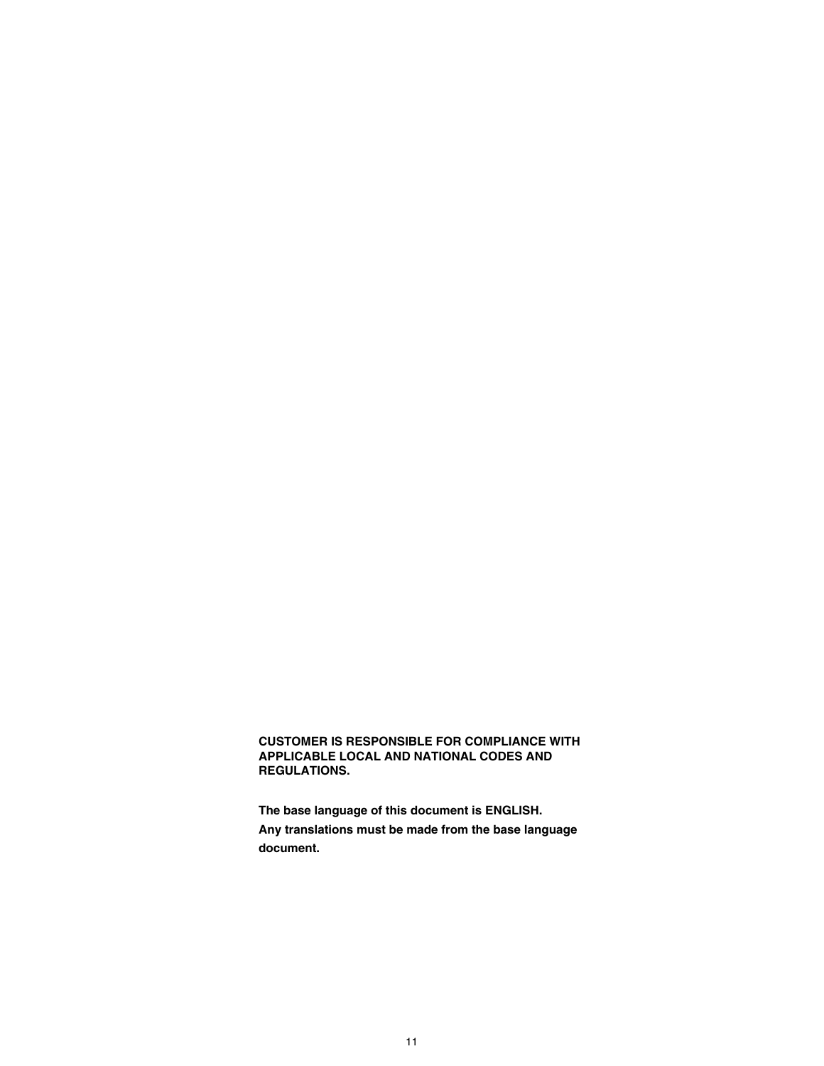**CUSTOMER IS RESPONSIBLE FOR COMPLIANCE WITH APPLICABLE LOCAL AND NATIONAL CODES AND REGULATIONS.**

**The base language of this document is ENGLISH.**
**Any translations must be made from the base language document.**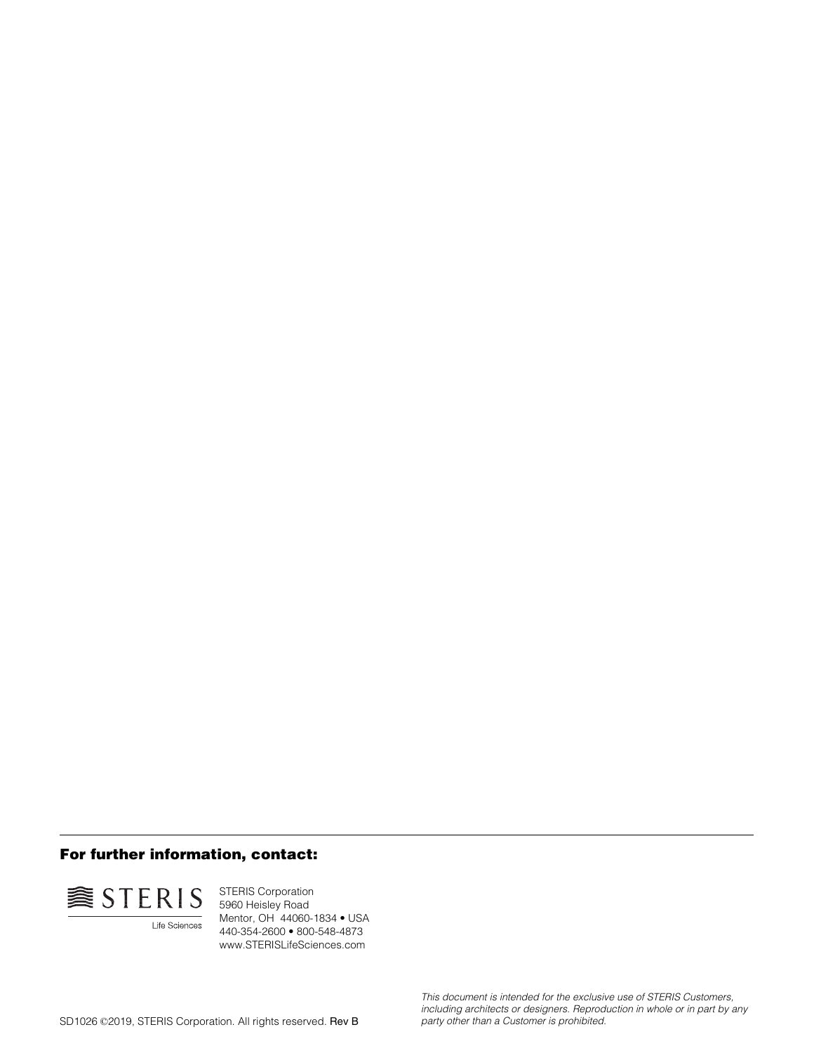**For further information, contact:**

STERIS

Life Sciences

STERIS Corporation
5960 Heisley Road
Mentor, OH 44060-1834 • USA
440-354-2600 • 800-548-4873
www.STERISLifeSciences.com

*This document is intended for the exclusive use of STERIS Customers, including architects or designers. Reproduction in whole or in part by any party other than a Customer is prohibited.*

SD1026 ©2019, STERIS Corporation. All rights reserved. Rev B